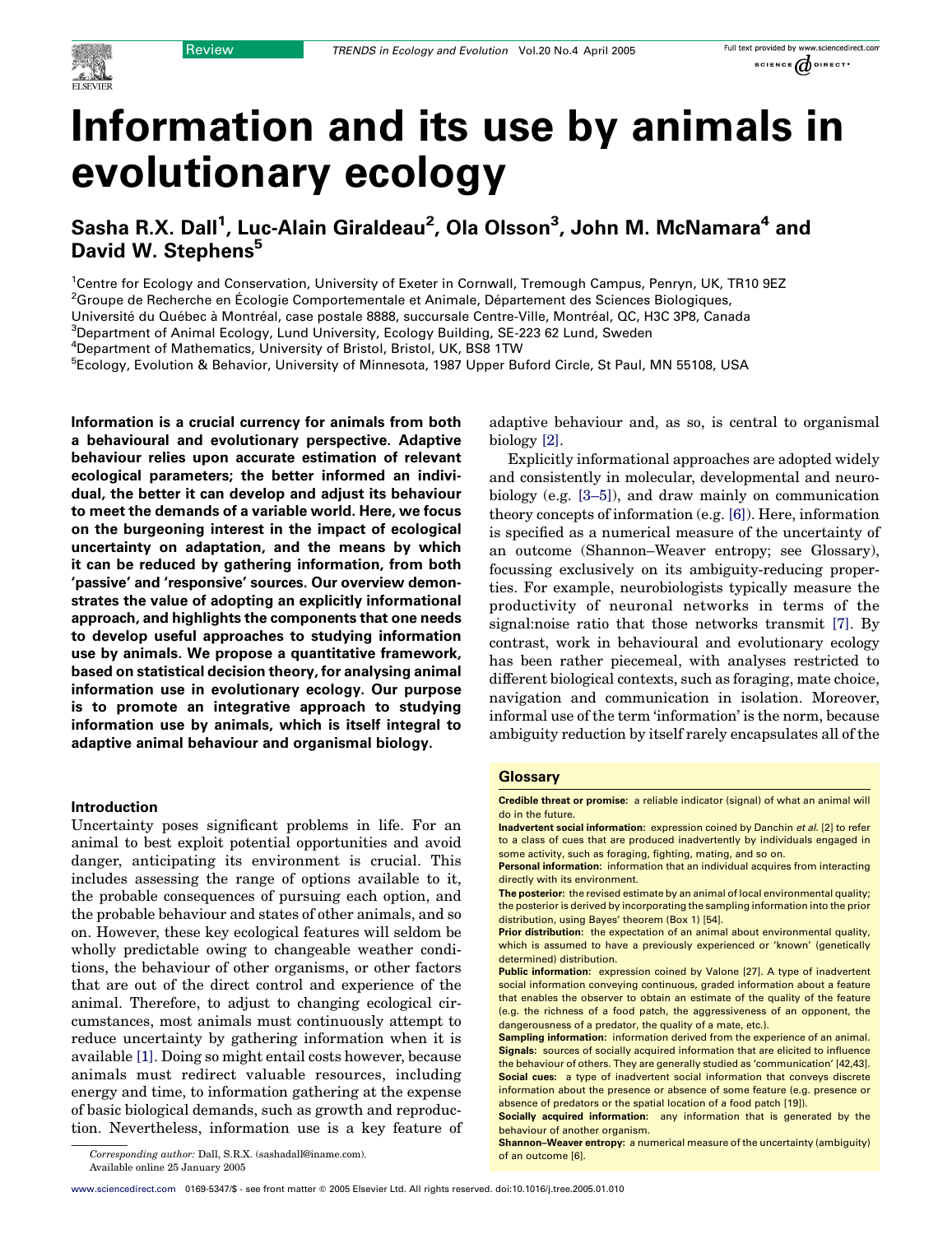# Information and its use by animals in evolutionary ecology

## Sasha R.X. Dall[1], Luc-Alain Giraldeau[2], Ola Olsson[3], John M. McNamara[4] and David W. Stephens[5]

[1]Centre for Ecology and Conservation, University of Exeter in Cornwall, Tremough Campus, Penryn, UK, TR10 9EZ
[2]Groupe de Recherche en Écologie Comportementale et Animale, Département des Sciences Biologiques, Université du Québec à Montréal, case postale 8888, succursale Centre-Ville, Montréal, QC, H3C 3P8, Canada
[3]Department of Animal Ecology, Lund University, Ecology Building, SE-223 62 Lund, Sweden
[4]Department of Mathematics, University of Bristol, Bristol, UK, BS8 1TW
[5]Ecology, Evolution & Behavior, University of Minnesota, 1987 Upper Buford Circle, St Paul, MN 55108, USA

**Information is a crucial currency for animals from both a behavioural and evolutionary perspective. Adaptive behaviour relies upon accurate estimation of relevant ecological parameters; the better informed an individual, the better it can develop and adjust its behaviour to meet the demands of a variable world. Here, we focus on the burgeoning interest in the impact of ecological uncertainty on adaptation, and the means by which it can be reduced by gathering information, from both 'passive' and 'responsive' sources. Our overview demonstrates the value of adopting an explicitly informational approach, and highlights the components that one needs to develop useful approaches to studying information use by animals. We propose a quantitative framework, based on statistical decision theory, for analysing animal information use in evolutionary ecology. Our purpose is to promote an integrative approach to studying information use by animals, which is itself integral to adaptive animal behaviour and organismal biology.**

### Introduction

Uncertainty poses significant problems in life. For an animal to best exploit potential opportunities and avoid danger, anticipating its environment is crucial. This includes assessing the range of options available to it, the probable consequences of pursuing each option, and the probable behaviour and states of other animals, and so on. However, these key ecological features will seldom be wholly predictable owing to changeable weather conditions, the behaviour of other organisms, or other factors that are out of the direct control and experience of the animal. Therefore, to adjust to changing ecological circumstances, most animals must continuously attempt to reduce uncertainty by gathering information when it is available [1]. Doing so might entail costs however, because animals must redirect valuable resources, including energy and time, to information gathering at the expense of basic biological demands, such as growth and reproduction. Nevertheless, information use is a key feature of adaptive behaviour and, as so, is central to organismal biology [2].

Explicitly informational approaches are adopted widely and consistently in molecular, developmental and neurobiology (e.g. [3–5]), and draw mainly on communication theory concepts of information (e.g. [6]). Here, information is specified as a numerical measure of the uncertainty of an outcome (Shannon–Weaver entropy; see Glossary), focussing exclusively on its ambiguity-reducing properties. For example, neurobiologists typically measure the productivity of neuronal networks in terms of the signal:noise ratio that those networks transmit [7]. By contrast, work in behavioural and evolutionary ecology has been rather piecemeal, with analyses restricted to different biological contexts, such as foraging, mate choice, navigation and communication in isolation. Moreover, informal use of the term 'information' is the norm, because ambiguity reduction by itself rarely encapsulates all of the

### Glossary

**Credible threat or promise:** a reliable indicator (signal) of what an animal will do in the future.
**Inadvertent social information:** expression coined by Danchin *et al.* [2] to refer to a class of cues that are produced inadvertently by individuals engaged in some activity, such as foraging, fighting, mating, and so on.
**Personal information:** information that an individual acquires from interacting directly with its environment.
**The posterior:** the revised estimate by an animal of local environmental quality; the posterior is derived by incorporating the sampling information into the prior distribution, using Bayes' theorem (Box 1) [54].
**Prior distribution:** the expectation of an animal about environmental quality, which is assumed to have a previously experienced or 'known' (genetically determined) distribution.
**Public information:** expression coined by Valone [27]. A type of inadvertent social information conveying continuous, graded information about a feature that enables the observer to obtain an estimate of the quality of the feature (e.g. the richness of a food patch, the aggressiveness of an opponent, the dangerousness of a predator, the quality of a mate, etc.).
**Sampling information:** information derived from the experience of an animal.
**Signals:** sources of socially acquired information that are elicited to influence the behaviour of others. They are generally studied as 'communication' [42,43].
**Social cues:** a type of inadvertent social information that conveys discrete information about the presence or absence of some feature (e.g. presence or absence of predators or the spatial location of a food patch [19]).
**Socially acquired information:** any information that is generated by the behaviour of another organism.
**Shannon–Weaver entropy:** a numerical measure of the uncertainty (ambiguity) of an outcome [6].

*Corresponding author:* Dall, S.R.X. (sashadall@iname.com).
Available online 25 January 2005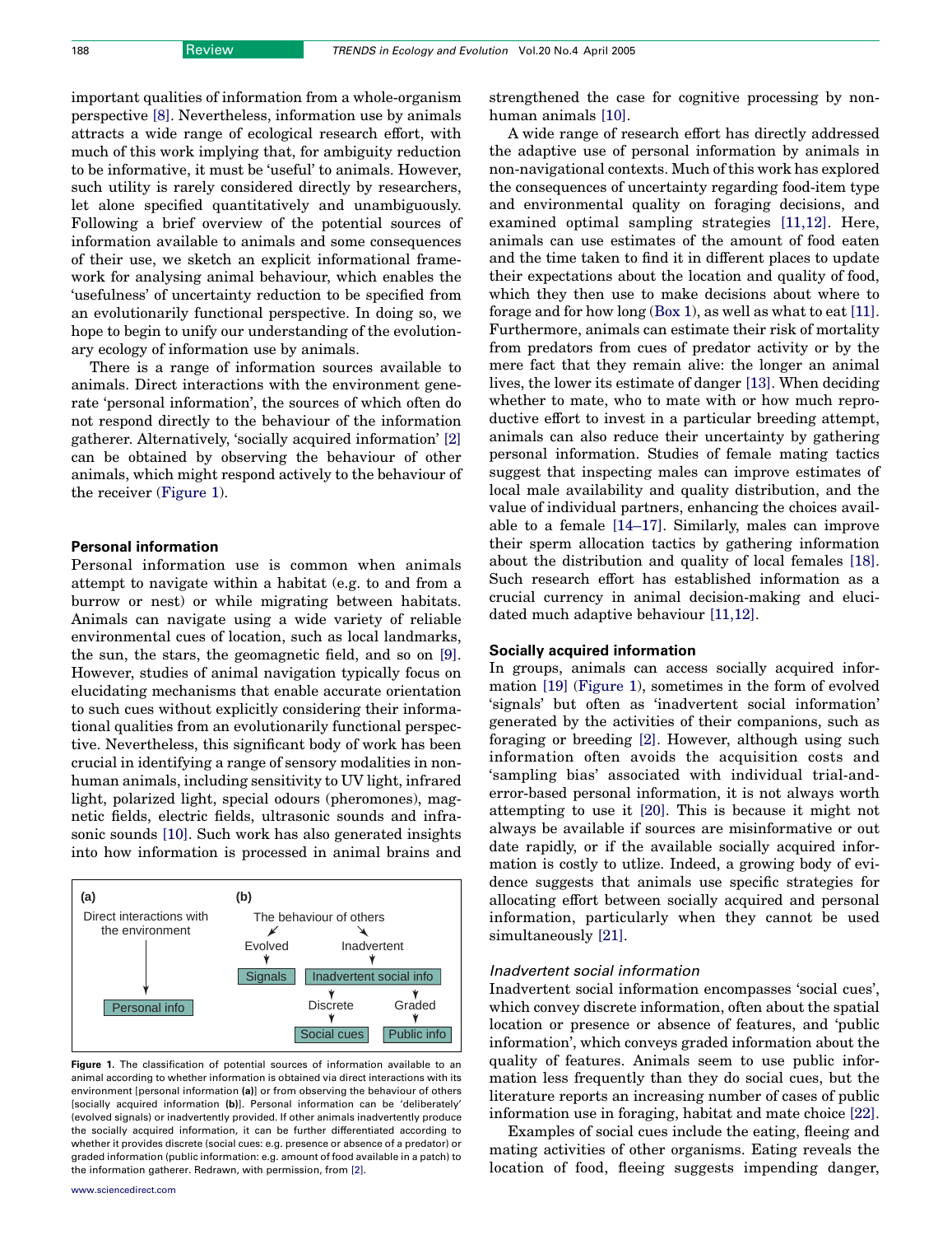important qualities of information from a whole-organism perspective [8]. Nevertheless, information use by animals attracts a wide range of ecological research effort, with much of this work implying that, for ambiguity reduction to be informative, it must be 'useful' to animals. However, such utility is rarely considered directly by researchers, let alone specified quantitatively and unambiguously. Following a brief overview of the potential sources of information available to animals and some consequences of their use, we sketch an explicit informational framework for analysing animal behaviour, which enables the 'usefulness' of uncertainty reduction to be specified from an evolutionarily functional perspective. In doing so, we hope to begin to unify our understanding of the evolutionary ecology of information use by animals.

There is a range of information sources available to animals. Direct interactions with the environment generate 'personal information', the sources of which often do not respond directly to the behaviour of the information gatherer. Alternatively, 'socially acquired information' [2] can be obtained by observing the behaviour of other animals, which might respond actively to the behaviour of the receiver (Figure 1).

## Personal information

Personal information use is common when animals attempt to navigate within a habitat (e.g. to and from a burrow or nest) or while migrating between habitats. Animals can navigate using a wide variety of reliable environmental cues of location, such as local landmarks, the sun, the stars, the geomagnetic field, and so on [9]. However, studies of animal navigation typically focus on elucidating mechanisms that enable accurate orientation to such cues without explicitly considering their informational qualities from an evolutionarily functional perspective. Nevertheless, this significant body of work has been crucial in identifying a range of sensory modalities in non-human animals, including sensitivity to UV light, infrared light, polarized light, special odours (pheromones), magnetic fields, electric fields, ultrasonic sounds and infrasonic sounds [10]. Such work has also generated insights into how information is processed in animal brains and strengthened the case for cognitive processing by non-human animals [10].

A wide range of research effort has directly addressed the adaptive use of personal information by animals in non-navigational contexts. Much of this work has explored the consequences of uncertainty regarding food-item type and environmental quality on foraging decisions, and examined optimal sampling strategies [11,12]. Here, animals can use estimates of the amount of food eaten and the time taken to find it in different places to update their expectations about the location and quality of food, which they then use to make decisions about where to forage and for how long (Box 1), as well as what to eat [11]. Furthermore, animals can estimate their risk of mortality from predators from cues of predator activity or by the mere fact that they remain alive: the longer an animal lives, the lower its estimate of danger [13]. When deciding whether to mate, who to mate with or how much reproductive effort to invest in a particular breeding attempt, animals can also reduce their uncertainty by gathering personal information. Studies of female mating tactics suggest that inspecting males can improve estimates of local male availability and quality distribution, and the value of individual partners, enhancing the choices available to a female [14–17]. Similarly, males can improve their sperm allocation tactics by gathering information about the distribution and quality of local females [18]. Such research effort has established information as a crucial currency in animal decision-making and elucidated much adaptive behaviour [11,12].

## Socially acquired information

In groups, animals can access socially acquired information [19] (Figure 1), sometimes in the form of evolved 'signals' but often as 'inadvertent social information' generated by the activities of their companions, such as foraging or breeding [2]. However, although using such information often avoids the acquisition costs and 'sampling bias' associated with individual trial-and-error-based personal information, it is not always worth attempting to use it [20]. This is because it might not always be available if sources are misinformative or out date rapidly, or if the available socially acquired information is costly to utlize. Indeed, a growing body of evidence suggests that animals use specific strategies for allocating effort between socially acquired and personal information, particularly when they cannot be used simultaneously [21].

### *Inadvertent social information*

Inadvertent social information encompasses 'social cues', which convey discrete information, often about the spatial location or presence or absence of features, and 'public information', which conveys graded information about the quality of features. Animals seem to use public information less frequently than they do social cues, but the literature reports an increasing number of cases of public information use in foraging, habitat and mate choice [22].

Examples of social cues include the eating, fleeing and mating activities of other organisms. Eating reveals the location of food, fleeing suggests impending danger,

**Figure 1.** The classification of potential sources of information available to an animal according to whether information is obtained via direct interactions with its environment [personal information **(a)**] or from observing the behaviour of others [socially acquired information **(b)**]. Personal information can be 'deliberately' (evolved signals) or inadvertently provided. If other animals inadvertently produce the socially acquired information, it can be further differentiated according to whether it provides discrete (social cues: e.g. presence or absence of a predator) or graded information (public information: e.g. amount of food available in a patch) to the information gatherer. Redrawn, with permission, from [2].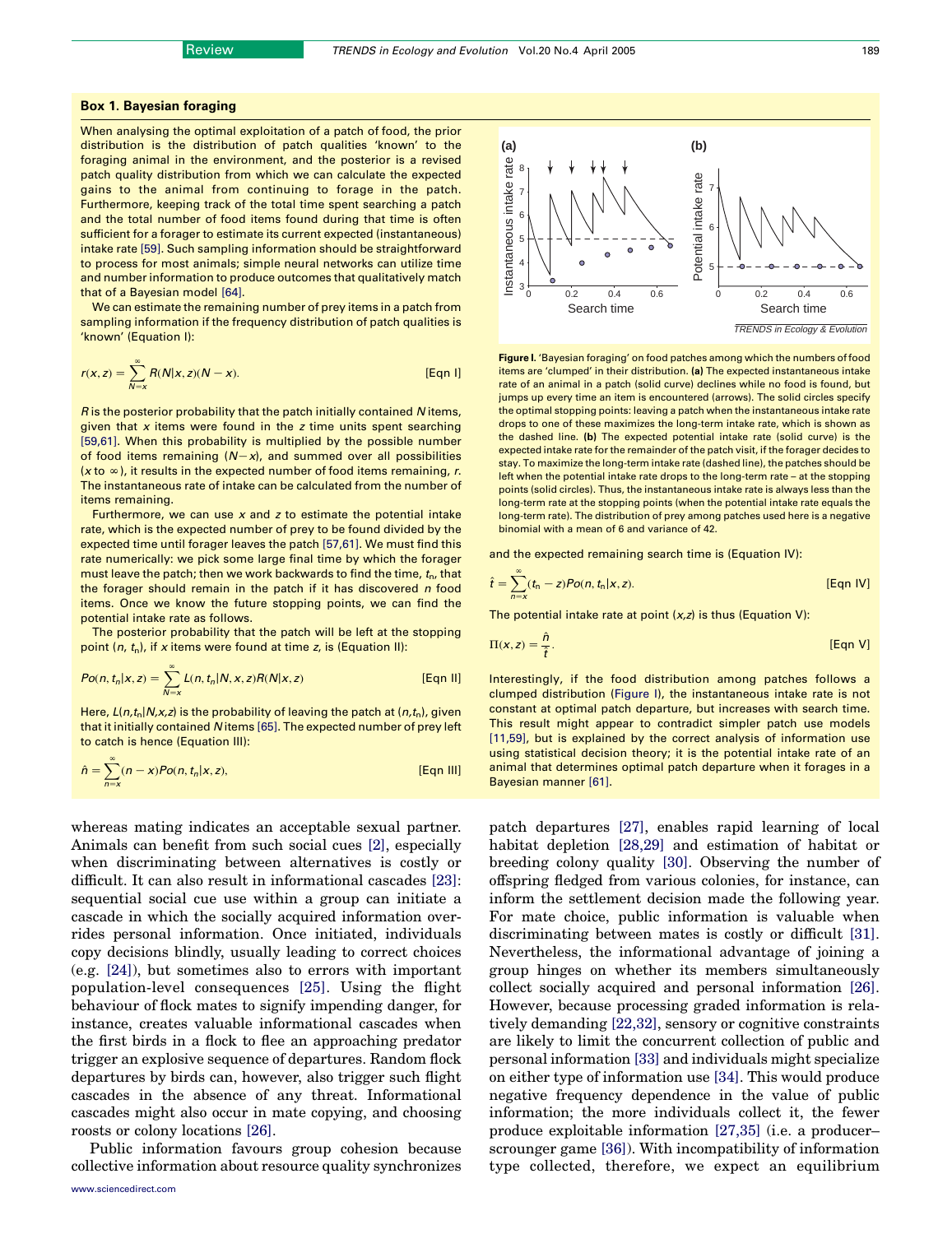### Box 1. Bayesian foraging

When analysing the optimal exploitation of a patch of food, the prior distribution is the distribution of patch qualities 'known' to the foraging animal in the environment, and the posterior is a revised patch quality distribution from which we can calculate the expected gains to the animal from continuing to forage in the patch. Furthermore, keeping track of the total time spent searching a patch and the total number of food items found during that time is often sufficient for a forager to estimate its current expected (instantaneous) intake rate [59]. Such sampling information should be straightforward to process for most animals; simple neural networks can utilize time and number information to produce outcomes that qualitatively match that of a Bayesian model [64].

We can estimate the remaining number of prey items in a patch from sampling information if the frequency distribution of patch qualities is 'known' (Equation I):

$$r(x,z) = \sum_{N=x}^{\infty} R(N|x,z)(N-x). \qquad \text{[Eqn I]}$$

$R$ is the posterior probability that the patch initially contained $N$ items, given that $x$ items were found in the $z$ time units spent searching [59,61]. When this probability is multiplied by the possible number of food items remaining ($N-x$), and summed over all possibilities ($x$ to $\infty$), it results in the expected number of food items remaining, $r$. The instantaneous rate of intake can be calculated from the number of items remaining.

Furthermore, we can use $x$ and $z$ to estimate the potential intake rate, which is the expected number of prey to be found divided by the expected time until forager leaves the patch [57,61]. We must find this rate numerically: we pick some large final time by which the forager must leave the patch; then we work backwards to find the time, $t_n$, that the forager should remain in the patch if it has discovered $n$ food items. Once we know the future stopping points, we can find the potential intake rate as follows.

The posterior probability that the patch will be left at the stopping point $(n, t_n)$, if $x$ items were found at time $z$, is (Equation II):

$$Po(n, t_n|x,z) = \sum_{N=x}^{\infty} L(n, t_n|N,x,z)R(N|x,z) \qquad \text{[Eqn II]}$$

Here, $L(n,t_n|N,x,z)$ is the probability of leaving the patch at $(n,t_n)$, given that it initially contained $N$ items [65]. The expected number of prey left to catch is hence (Equation III):

$$\hat{n} = \sum_{n=x}^{\infty} (n-x)Po(n, t_n|x,z), \qquad \text{[Eqn III]}$$

and the expected remaining search time is (Equation IV):

$$\hat{t} = \sum_{n=x}^{\infty} (t_n - z)Po(n, t_n|x,z). \qquad \text{[Eqn IV]}$$

The potential intake rate at point $(x,z)$ is thus (Equation V):

$$\Pi(x,z) = \frac{\hat{n}}{\hat{t}}. \qquad \text{[Eqn V]}$$

Interestingly, if the food distribution among patches follows a clumped distribution (Figure I), the instantaneous intake rate is not constant at optimal patch departure, but increases with search time. This result might appear to contradict simpler patch use models [11,59], but is explained by the correct analysis of information use using statistical decision theory; it is the potential intake rate of an animal that determines optimal patch departure when it forages in a Bayesian manner [61].

**Figure I.** 'Bayesian foraging' on food patches among which the numbers of food items are 'clumped' in their distribution. **(a)** The expected instantaneous intake rate of an animal in a patch (solid curve) declines while no food is found, but jumps up every time an item is encountered (arrows). The solid circles specify the optimal stopping points: leaving a patch when the instantaneous intake rate drops to one of these maximizes the long-term intake rate, which is shown as the dashed line. **(b)** The expected potential intake rate (solid curve) is the expected intake rate for the remainder of the patch visit, if the forager decides to stay. To maximize the long-term intake rate (dashed line), the patch should be left when the potential intake rate drops to the long-term rate – at the stopping points (solid circles). Thus, the instantaneous intake rate is always less than the long-term rate at the stopping points (when the potential intake rate equals the long-term rate). The distribution of prey among patches used here is a negative binomial with a mean of 6 and variance of 42.

whereas mating indicates an acceptable sexual partner. Animals can benefit from such social cues [2], especially when discriminating between alternatives is costly or difficult. It can also result in informational cascades [23]: sequential social cue use within a group can initiate a cascade in which the socially acquired information overrides personal information. Once initiated, individuals copy decisions blindly, usually leading to correct choices (e.g. [24]), but sometimes also to errors with important population-level consequences [25]. Using the flight behaviour of flock mates to signify impending danger, for instance, creates valuable informational cascades when the first birds in a flock to flee an approaching predator trigger an explosive sequence of departures. Random flock departures by birds can, however, also trigger such flight cascades in the absence of any threat. Informational cascades might also occur in mate copying, and choosing roosts or colony locations [26].

Public information favours group cohesion because collective information about resource quality synchronizes patch departures [27], enables rapid learning of local habitat depletion [28,29] and estimation of habitat or breeding colony quality [30]. Observing the number of offspring fledged from various colonies, for instance, can inform the settlement decision made the following year. For mate choice, public information is valuable when discriminating between mates is costly or difficult [31]. Nevertheless, the informational advantage of joining a group hinges on whether its members simultaneously collect socially acquired and personal information [26]. However, because processing graded information is relatively demanding [22,32], sensory or cognitive constraints are likely to limit the concurrent collection of public and personal information [33] and individuals might specialize on either type of information use [34]. This would produce negative frequency dependence in the value of public information; the more individuals collect it, the fewer produce exploitable information [27,35] (i.e. a producer–scrounger game [36]). With incompatibility of information type collected, therefore, we expect an equilibrium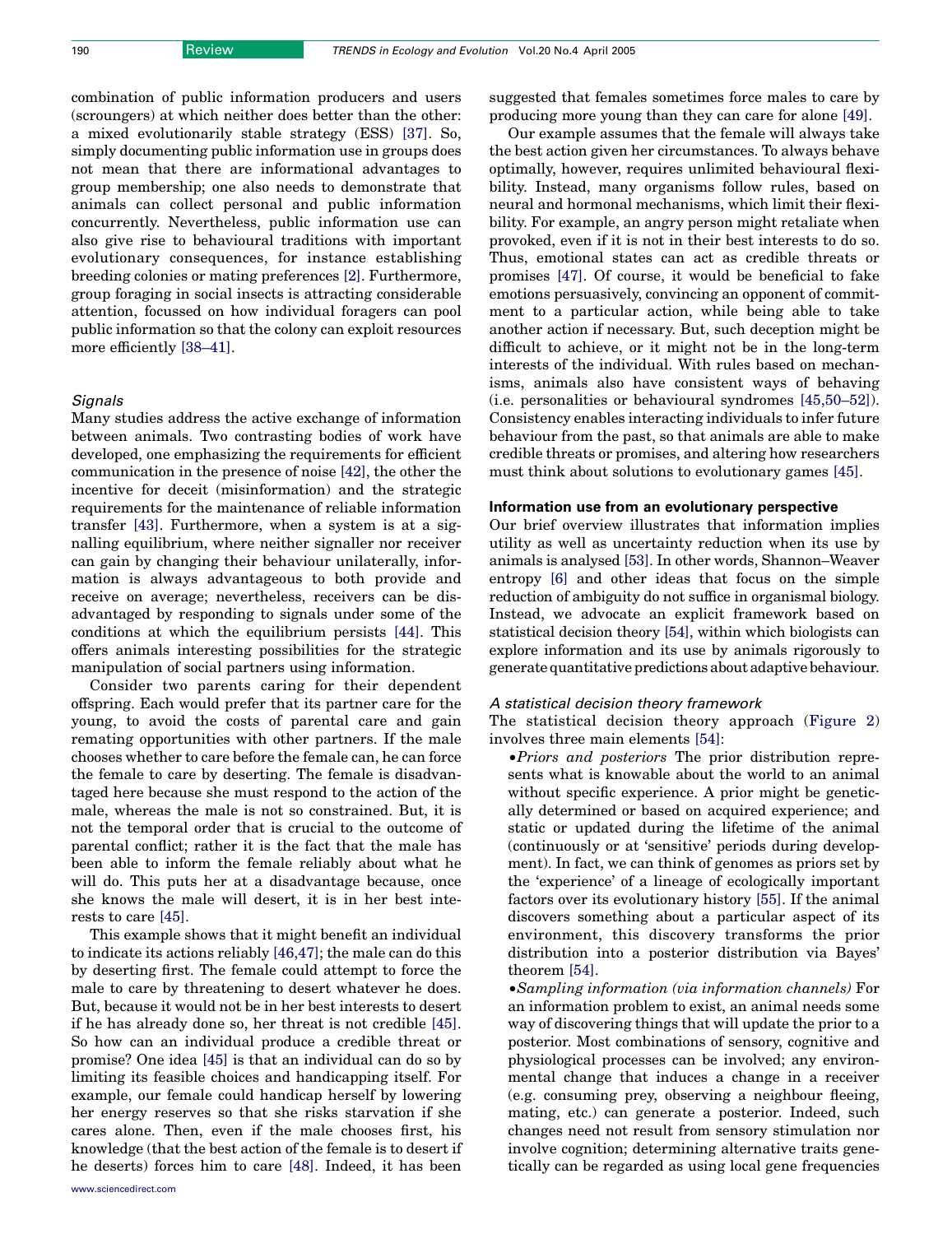combination of public information producers and users (scroungers) at which neither does better than the other: a mixed evolutionarily stable strategy (ESS) [37]. So, simply documenting public information use in groups does not mean that there are informational advantages to group membership; one also needs to demonstrate that animals can collect personal and public information concurrently. Nevertheless, public information use can also give rise to behavioural traditions with important evolutionary consequences, for instance establishing breeding colonies or mating preferences [2]. Furthermore, group foraging in social insects is attracting considerable attention, focussed on how individual foragers can pool public information so that the colony can exploit resources more efficiently [38–41].

### *Signals*

Many studies address the active exchange of information between animals. Two contrasting bodies of work have developed, one emphasizing the requirements for efficient communication in the presence of noise [42], the other the incentive for deceit (misinformation) and the strategic requirements for the maintenance of reliable information transfer [43]. Furthermore, when a system is at a signalling equilibrium, where neither signaller nor receiver can gain by changing their behaviour unilaterally, information is always advantageous to both provide and receive on average; nevertheless, receivers can be disadvantaged by responding to signals under some of the conditions at which the equilibrium persists [44]. This offers animals interesting possibilities for the strategic manipulation of social partners using information.

Consider two parents caring for their dependent offspring. Each would prefer that its partner care for the young, to avoid the costs of parental care and gain remating opportunities with other partners. If the male chooses whether to care before the female can, he can force the female to care by deserting. The female is disadvantaged here because she must respond to the action of the male, whereas the male is not so constrained. But, it is not the temporal order that is crucial to the outcome of parental conflict; rather it is the fact that the male has been able to inform the female reliably about what he will do. This puts her at a disadvantage because, once she knows the male will desert, it is in her best interests to care [45].

This example shows that it might benefit an individual to indicate its actions reliably [46,47]; the male can do this by deserting first. The female could attempt to force the male to care by threatening to desert whatever he does. But, because it would not be in her best interests to desert if he has already done so, her threat is not credible [45]. So how can an individual produce a credible threat or promise? One idea [45] is that an individual can do so by limiting its feasible choices and handicapping itself. For example, our female could handicap herself by lowering her energy reserves so that she risks starvation if she cares alone. Then, even if the male chooses first, his knowledge (that the best action of the female is to desert if he deserts) forces him to care [48]. Indeed, it has been suggested that females sometimes force males to care by producing more young than they can care for alone [49].

Our example assumes that the female will always take the best action given her circumstances. To always behave optimally, however, requires unlimited behavioural flexibility. Instead, many organisms follow rules, based on neural and hormonal mechanisms, which limit their flexibility. For example, an angry person might retaliate when provoked, even if it is not in their best interests to do so. Thus, emotional states can act as credible threats or promises [47]. Of course, it would be beneficial to fake emotions persuasively, convincing an opponent of commitment to a particular action, while being able to take another action if necessary. But, such deception might be difficult to achieve, or it might not be in the long-term interests of the individual. With rules based on mechanisms, animals also have consistent ways of behaving (i.e. personalities or behavioural syndromes [45,50–52]). Consistency enables interacting individuals to infer future behaviour from the past, so that animals are able to make credible threats or promises, and altering how researchers must think about solutions to evolutionary games [45].

## Information use from an evolutionary perspective

Our brief overview illustrates that information implies utility as well as uncertainty reduction when its use by animals is analysed [53]. In other words, Shannon–Weaver entropy [6] and other ideas that focus on the simple reduction of ambiguity do not suffice in organismal biology. Instead, we advocate an explicit framework based on statistical decision theory [54], within which biologists can explore information and its use by animals rigorously to generate quantitative predictions about adaptive behaviour.

### *A statistical decision theory framework*

The statistical decision theory approach (Figure 2) involves three main elements [54]:

- *Priors and posteriors* The prior distribution represents what is knowable about the world to an animal without specific experience. A prior might be genetically determined or based on acquired experience; and static or updated during the lifetime of the animal (continuously or at 'sensitive' periods during development). In fact, we can think of genomes as priors set by the 'experience' of a lineage of ecologically important factors over its evolutionary history [55]. If the animal discovers something about a particular aspect of its environment, this discovery transforms the prior distribution into a posterior distribution via Bayes' theorem [54].
- *Sampling information (via information channels)* For an information problem to exist, an animal needs some way of discovering things that will update the prior to a posterior. Most combinations of sensory, cognitive and physiological processes can be involved; any environmental change that induces a change in a receiver (e.g. consuming prey, observing a neighbour fleeing, mating, etc.) can generate a posterior. Indeed, such changes need not result from sensory stimulation nor involve cognition; determining alternative traits genetically can be regarded as using local gene frequencies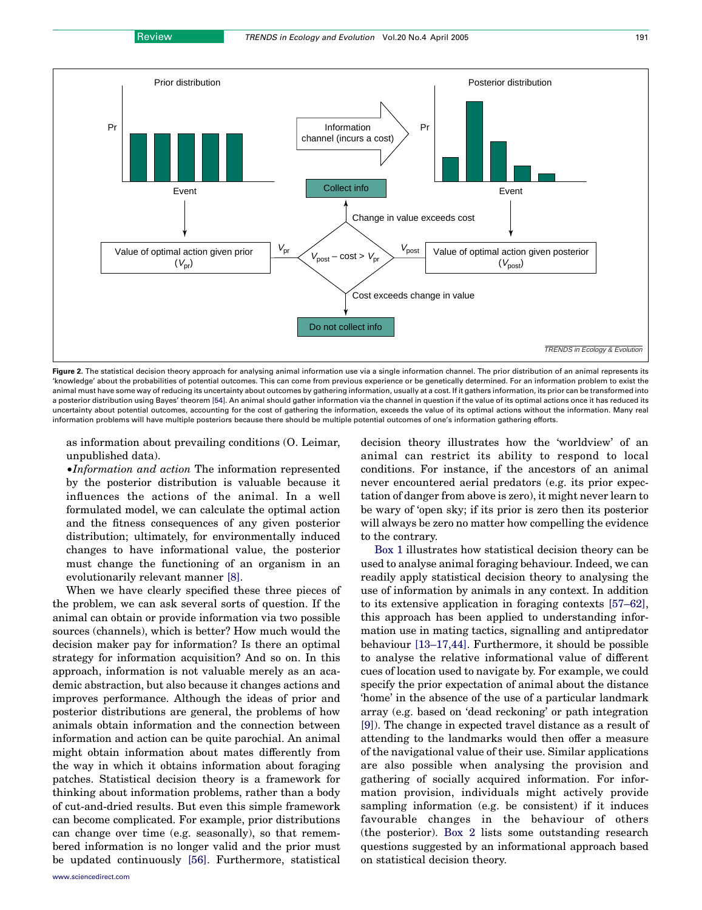**Figure 2.** The statistical decision theory approach for analysing animal information use via a single information channel. The prior distribution of an animal represents its 'knowledge' about the probabilities of potential outcomes. This can come from previous experience or be genetically determined. For an information problem to exist the animal must have some way of reducing its uncertainty about outcomes by gathering information, usually at a cost. If it gathers information, its prior can be transformed into a posterior distribution using Bayes' theorem [54]. An animal should gather information via the channel in question if the value of its optimal actions once it has reduced its uncertainty about potential outcomes, accounting for the cost of gathering the information, exceeds the value of its optimal actions without the information. Many real information problems will have multiple posteriors because there should be multiple potential outcomes of one's information gathering efforts.

as information about prevailing conditions (O. Leimar, unpublished data).

• *Information and action* The information represented by the posterior distribution is valuable because it influences the actions of the animal. In a well formulated model, we can calculate the optimal action and the fitness consequences of any given posterior distribution; ultimately, for environmentally induced changes to have informational value, the posterior must change the functioning of an organism in an evolutionarily relevant manner [8].

When we have clearly specified these three pieces of the problem, we can ask several sorts of question. If the animal can obtain or provide information via two possible sources (channels), which is better? How much would the decision maker pay for information? Is there an optimal strategy for information acquisition? And so on. In this approach, information is not valuable merely as an academic abstraction, but also because it changes actions and improves performance. Although the ideas of prior and posterior distributions are general, the problems of how animals obtain information and the connection between information and action can be quite parochial. An animal might obtain information about mates differently from the way in which it obtains information about foraging patches. Statistical decision theory is a framework for thinking about information problems, rather than a body of cut-and-dried results. But even this simple framework can become complicated. For example, prior distributions can change over time (e.g. seasonally), so that remembered information is no longer valid and the prior must be updated continuously [56]. Furthermore, statistical decision theory illustrates how the 'worldview' of an animal can restrict its ability to respond to local conditions. For instance, if the ancestors of an animal never encountered aerial predators (e.g. its prior expectation of danger from above is zero), it might never learn to be wary of 'open sky; if its prior is zero then its posterior will always be zero no matter how compelling the evidence to the contrary.

Box 1 illustrates how statistical decision theory can be used to analyse animal foraging behaviour. Indeed, we can readily apply statistical decision theory to analysing the use of information by animals in any context. In addition to its extensive application in foraging contexts [57–62], this approach has been applied to understanding information use in mating tactics, signalling and antipredator behaviour [13–17,44]. Furthermore, it should be possible to analyse the relative informational value of different cues of location used to navigate by. For example, we could specify the prior expectation of animal about the distance 'home' in the absence of the use of a particular landmark array (e.g. based on 'dead reckoning' or path integration [9]). The change in expected travel distance as a result of attending to the landmarks would then offer a measure of the navigational value of their use. Similar applications are also possible when analysing the provision and gathering of socially acquired information. For information provision, individuals might actively provide sampling information (e.g. be consistent) if it induces favourable changes in the behaviour of others (the posterior). Box 2 lists some outstanding research questions suggested by an informational approach based on statistical decision theory.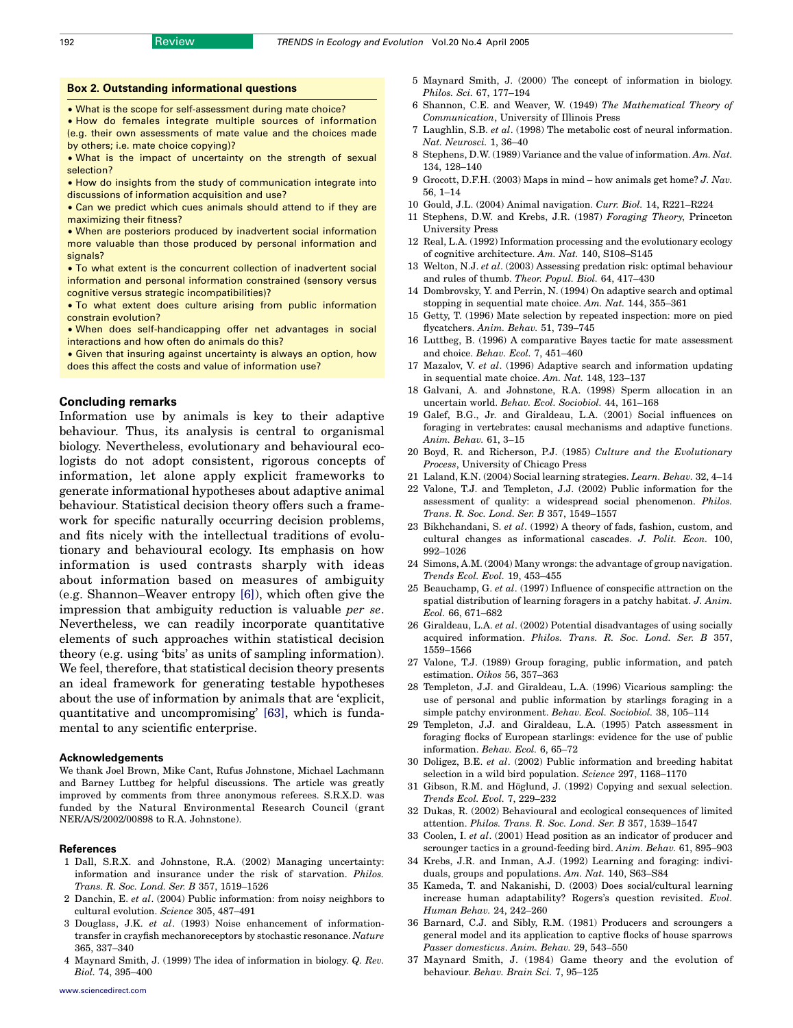### Box 2. Outstanding informational questions

- What is the scope for self-assessment during mate choice?
- How do females integrate multiple sources of information (e.g. their own assessments of mate value and the choices made by others; i.e. mate choice copying)?
- What is the impact of uncertainty on the strength of sexual selection?
- How do insights from the study of communication integrate into discussions of information acquisition and use?
- Can we predict which cues animals should attend to if they are maximizing their fitness?
- When are posteriors produced by inadvertent social information more valuable than those produced by personal information and signals?
- To what extent is the concurrent collection of inadvertent social information and personal information constrained (sensory versus cognitive versus strategic incompatibilities)?
- To what extent does culture arising from public information constrain evolution?
- When does self-handicapping offer net advantages in social interactions and how often do animals do this?
- Given that insuring against uncertainty is always an option, how does this affect the costs and value of information use?

## Concluding remarks

Information use by animals is key to their adaptive behaviour. Thus, its analysis is central to organismal biology. Nevertheless, evolutionary and behavioural ecologists do not adopt consistent, rigorous concepts of information, let alone apply explicit frameworks to generate informational hypotheses about adaptive animal behaviour. Statistical decision theory offers such a framework for specific naturally occurring decision problems, and fits nicely with the intellectual traditions of evolutionary and behavioural ecology. Its emphasis on how information is used contrasts sharply with ideas about information based on measures of ambiguity (e.g. Shannon–Weaver entropy [6]), which often give the impression that ambiguity reduction is valuable *per se*. Nevertheless, we can readily incorporate quantitative elements of such approaches within statistical decision theory (e.g. using 'bits' as units of sampling information). We feel, therefore, that statistical decision theory presents an ideal framework for generating testable hypotheses about the use of information by animals that are 'explicit, quantitative and uncompromising' [63], which is fundamental to any scientific enterprise.

### Acknowledgements

We thank Joel Brown, Mike Cant, Rufus Johnstone, Michael Lachmann and Barney Luttbeg for helpful discussions. The article was greatly improved by comments from three anonymous referees. S.R.X.D. was funded by the Natural Environmental Research Council (grant NER/A/S/2002/00898 to R.A. Johnstone).

### References

1 Dall, S.R.X. and Johnstone, R.A. (2002) Managing uncertainty: information and insurance under the risk of starvation. *Philos. Trans. R. Soc. Lond. Ser. B* 357, 1519–1526
2 Danchin, E. *et al*. (2004) Public information: from noisy neighbors to cultural evolution. *Science* 305, 487–491
3 Douglass, J.K. *et al*. (1993) Noise enhancement of information-transfer in crayfish mechanoreceptors by stochastic resonance. *Nature* 365, 337–340
4 Maynard Smith, J. (1999) The idea of information in biology. *Q. Rev. Biol.* 74, 395–400
5 Maynard Smith, J. (2000) The concept of information in biology. *Philos. Sci.* 67, 177–194
6 Shannon, C.E. and Weaver, W. (1949) *The Mathematical Theory of Communication*, University of Illinois Press
7 Laughlin, S.B. *et al*. (1998) The metabolic cost of neural information. *Nat. Neurosci.* 1, 36–40
8 Stephens, D.W. (1989) Variance and the value of information. *Am. Nat.* 134, 128–140
9 Grocott, D.F.H. (2003) Maps in mind – how animals get home? *J. Nav.* 56, 1–14
10 Gould, J.L. (2004) Animal navigation. *Curr. Biol.* 14, R221–R224
11 Stephens, D.W. and Krebs, J.R. (1987) *Foraging Theory*, Princeton University Press
12 Real, L.A. (1992) Information processing and the evolutionary ecology of cognitive architecture. *Am. Nat.* 140, S108–S145
13 Welton, N.J. *et al*. (2003) Assessing predation risk: optimal behaviour and rules of thumb. *Theor. Popul. Biol.* 64, 417–430
14 Dombrovsky, Y. and Perrin, N. (1994) On adaptive search and optimal stopping in sequential mate choice. *Am. Nat.* 144, 355–361
15 Getty, T. (1996) Mate selection by repeated inspection: more on pied flycatchers. *Anim. Behav.* 51, 739–745
16 Luttbeg, B. (1996) A comparative Bayes tactic for mate assessment and choice. *Behav. Ecol.* 7, 451–460
17 Mazalov, V. *et al*. (1996) Adaptive search and information updating in sequential mate choice. *Am. Nat.* 148, 123–137
18 Galvani, A. and Johnstone, R.A. (1998) Sperm allocation in an uncertain world. *Behav. Ecol. Sociobiol.* 44, 161–168
19 Galef, B.G., Jr. and Giraldeau, L.A. (2001) Social influences on foraging in vertebrates: causal mechanisms and adaptive functions. *Anim. Behav.* 61, 3–15
20 Boyd, R. and Richerson, P.J. (1985) *Culture and the Evolutionary Process*, University of Chicago Press
21 Laland, K.N. (2004) Social learning strategies. *Learn. Behav.* 32, 4–14
22 Valone, T.J. and Templeton, J.J. (2002) Public information for the assessment of quality: a widespread social phenomenon. *Philos. Trans. R. Soc. Lond. Ser. B* 357, 1549–1557
23 Bikhchandani, S. *et al*. (1992) A theory of fads, fashion, custom, and cultural changes as informational cascades. *J. Polit. Econ.* 100, 992–1026
24 Simons, A.M. (2004) Many wrongs: the advantage of group navigation. *Trends Ecol. Evol.* 19, 453–455
25 Beauchamp, G. *et al*. (1997) Influence of conspecific attraction on the spatial distribution of learning foragers in a patchy habitat. *J. Anim. Ecol.* 66, 671–682
26 Giraldeau, L.A. *et al*. (2002) Potential disadvantages of using socially acquired information. *Philos. Trans. R. Soc. Lond. Ser. B* 357, 1559–1566
27 Valone, T.J. (1989) Group foraging, public information, and patch estimation. *Oikos* 56, 357–363
28 Templeton, J.J. and Giraldeau, L.A. (1996) Vicarious sampling: the use of personal and public information by starlings foraging in a simple patchy environment. *Behav. Ecol. Sociobiol.* 38, 105–114
29 Templeton, J.J. and Giraldeau, L.A. (1995) Patch assessment in foraging flocks of European starlings: evidence for the use of public information. *Behav. Ecol.* 6, 65–72
30 Doligez, B.E. *et al*. (2002) Public information and breeding habitat selection in a wild bird population. *Science* 297, 1168–1170
31 Gibson, R.M. and Höglund, J. (1992) Copying and sexual selection. *Trends Ecol. Evol.* 7, 229–232
32 Dukas, R. (2002) Behavioural and ecological consequences of limited attention. *Philos. Trans. R. Soc. Lond. Ser. B* 357, 1539–1547
33 Coolen, I. *et al*. (2001) Head position as an indicator of producer and scrounger tactics in a ground-feeding bird. *Anim. Behav.* 61, 895–903
34 Krebs, J.R. and Inman, A.J. (1992) Learning and foraging: individuals, groups and populations. *Am. Nat.* 140, S63–S84
35 Kameda, T. and Nakanishi, D. (2003) Does social/cultural learning increase human adaptability? Rogers's question revisited. *Evol. Human Behav.* 24, 242–260
36 Barnard, C.J. and Sibly, R.M. (1981) Producers and scroungers a general model and its application to captive flocks of house sparrows *Passer domesticus*. *Anim. Behav.* 29, 543–550
37 Maynard Smith, J. (1984) Game theory and the evolution of behaviour. *Behav. Brain Sci.* 7, 95–125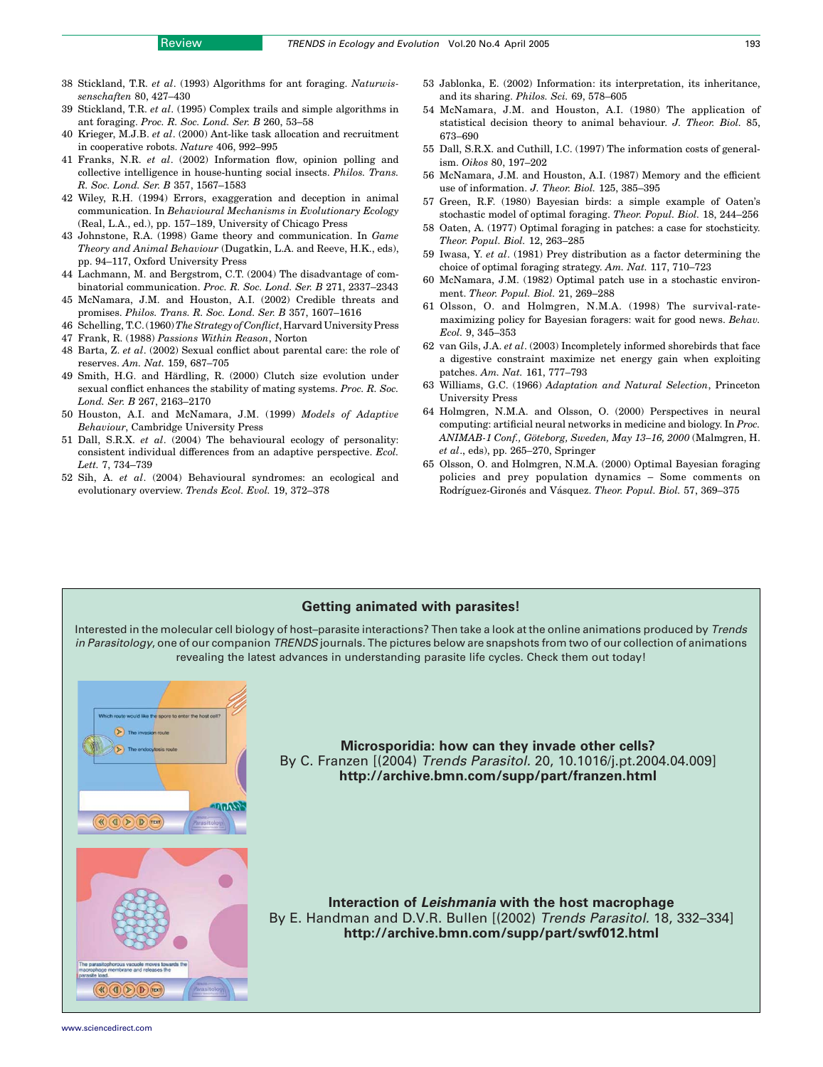38 Stickland, T.R. *et al*. (1993) Algorithms for ant foraging. *Naturwissenschaften* 80, 427–430

39 Stickland, T.R. *et al*. (1995) Complex trails and simple algorithms in ant foraging. *Proc. R. Soc. Lond. Ser. B* 260, 53–58

40 Krieger, M.J.B. *et al*. (2000) Ant-like task allocation and recruitment in cooperative robots. *Nature* 406, 992–995

41 Franks, N.R. *et al*. (2002) Information flow, opinion polling and collective intelligence in house-hunting social insects. *Philos. Trans. R. Soc. Lond. Ser. B* 357, 1567–1583

42 Wiley, R.H. (1994) Errors, exaggeration and deception in animal communication. In *Behavioural Mechanisms in Evolutionary Ecology* (Real, L.A., ed.), pp. 157–189, University of Chicago Press

43 Johnstone, R.A. (1998) Game theory and communication. In *Game Theory and Animal Behaviour* (Dugatkin, L.A. and Reeve, H.K., eds), pp. 94–117, Oxford University Press

44 Lachmann, M. and Bergstrom, C.T. (2004) The disadvantage of combinatorial communication. *Proc. R. Soc. Lond. Ser. B* 271, 2337–2343

45 McNamara, J.M. and Houston, A.I. (2002) Credible threats and promises. *Philos. Trans. R. Soc. Lond. Ser. B* 357, 1607–1616

46 Schelling, T.C. (1960) *The Strategy of Conflict*, Harvard University Press

47 Frank, R. (1988) *Passions Within Reason*, Norton

48 Barta, Z. *et al*. (2002) Sexual conflict about parental care: the role of reserves. *Am. Nat.* 159, 687–705

49 Smith, H.G. and Härdling, R. (2000) Clutch size evolution under sexual conflict enhances the stability of mating systems. *Proc. R. Soc. Lond. Ser. B* 267, 2163–2170

50 Houston, A.I. and McNamara, J.M. (1999) *Models of Adaptive Behaviour*, Cambridge University Press

51 Dall, S.R.X. *et al*. (2004) The behavioural ecology of personality: consistent individual differences from an adaptive perspective. *Ecol. Lett.* 7, 734–739

52 Sih, A. *et al*. (2004) Behavioural syndromes: an ecological and evolutionary overview. *Trends Ecol. Evol.* 19, 372–378

53 Jablonka, E. (2002) Information: its interpretation, its inheritance, and its sharing. *Philos. Sci.* 69, 578–605

54 McNamara, J.M. and Houston, A.I. (1980) The application of statistical decision theory to animal behaviour. *J. Theor. Biol.* 85, 673–690

55 Dall, S.R.X. and Cuthill, I.C. (1997) The information costs of generalism. *Oikos* 80, 197–202

56 McNamara, J.M. and Houston, A.I. (1987) Memory and the efficient use of information. *J. Theor. Biol.* 125, 385–395

57 Green, R.F. (1980) Bayesian birds: a simple example of Oaten's stochastic model of optimal foraging. *Theor. Popul. Biol.* 18, 244–256

58 Oaten, A. (1977) Optimal foraging in patches: a case for stochsticity. *Theor. Popul. Biol.* 12, 263–285

59 Iwasa, Y. *et al*. (1981) Prey distribution as a factor determining the choice of optimal foraging strategy. *Am. Nat.* 117, 710–723

60 McNamara, J.M. (1982) Optimal patch use in a stochastic environment. *Theor. Popul. Biol.* 21, 269–288

61 Olsson, O. and Holmgren, N.M.A. (1998) The survival-rate-maximizing policy for Bayesian foragers: wait for good news. *Behav. Ecol.* 9, 345–353

62 van Gils, J.A. *et al*. (2003) Incompletely informed shorebirds that face a digestive constraint maximize net energy gain when exploiting patches. *Am. Nat.* 161, 777–793

63 Williams, G.C. (1966) *Adaptation and Natural Selection*, Princeton University Press

64 Holmgren, N.M.A. and Olsson, O. (2000) Perspectives in neural computing: artificial neural networks in medicine and biology. In *Proc. ANIMAB-1 Conf., Göteborg, Sweden, May 13–16, 2000* (Malmgren, H. *et al*., eds), pp. 265–270, Springer

65 Olsson, O. and Holmgren, N.M.A. (2000) Optimal Bayesian foraging policies and prey population dynamics – Some comments on Rodríguez-Gironés and Vásquez. *Theor. Popul. Biol.* 57, 369–375

## Getting animated with parasites!

Interested in the molecular cell biology of host–parasite interactions? Then take a look at the online animations produced by *Trends in Parasitology*, one of our companion *TRENDS* journals. The pictures below are snapshots from two of our collection of animations revealing the latest advances in understanding parasite life cycles. Check them out today!

**Microsporidia: how can they invade other cells?**
By C. Franzen [(2004) *Trends Parasitol.* 20, 10.1016/j.pt.2004.04.009]
**http://archive.bmn.com/supp/part/franzen.html**

**Interaction of *Leishmania* with the host macrophage**
By E. Handman and D.V.R. Bullen [(2002) *Trends Parasitol.* 18, 332–334]
**http://archive.bmn.com/supp/part/swf012.html**